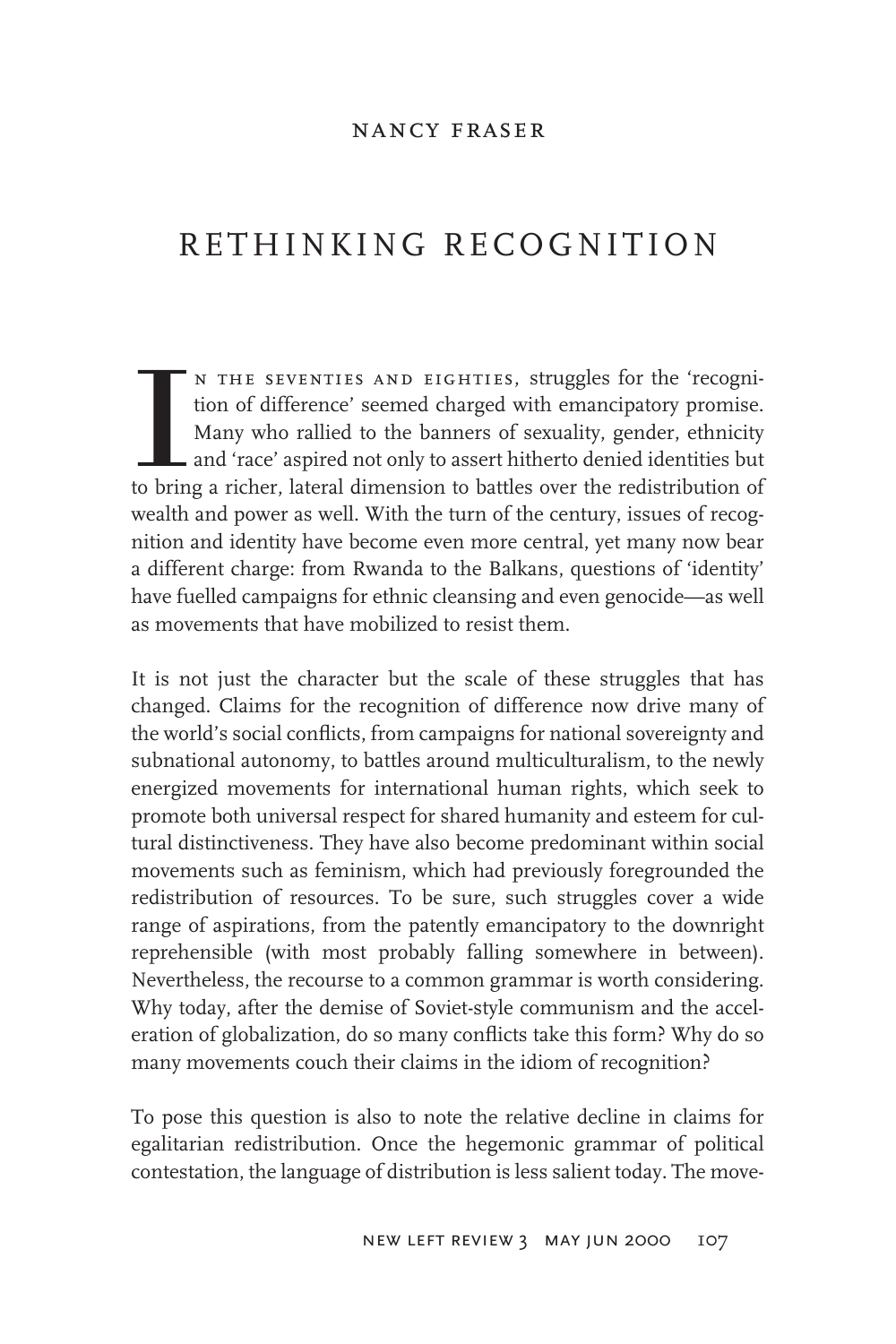NANCY FRASER

# RETHINKING RECOGNITION

In the seventies and eighties, struggles for the 'recognition of difference' seemed charged with emancipatory promise. Many who rallied to the banners of sexuality, gender, ethnicity and 'race' aspired not only to assert hitherto denied identities but to bring a richer, lateral dimension to battles over the redistribution of wealth and power as well. With the turn of the century, issues of recognition and identity have become even more central, yet many now bear a different charge: from Rwanda to the Balkans, questions of 'identity' have fuelled campaigns for ethnic cleansing and even genocide—as well as movements that have mobilized to resist them.

It is not just the character but the scale of these struggles that has changed. Claims for the recognition of difference now drive many of the world's social conflicts, from campaigns for national sovereignty and subnational autonomy, to battles around multiculturalism, to the newly energized movements for international human rights, which seek to promote both universal respect for shared humanity and esteem for cultural distinctiveness. They have also become predominant within social movements such as feminism, which had previously foregrounded the redistribution of resources. To be sure, such struggles cover a wide range of aspirations, from the patently emancipatory to the downright reprehensible (with most probably falling somewhere in between). Nevertheless, the recourse to a common grammar is worth considering. Why today, after the demise of Soviet-style communism and the acceleration of globalization, do so many conflicts take this form? Why do so many movements couch their claims in the idiom of recognition?

To pose this question is also to note the relative decline in claims for egalitarian redistribution. Once the hegemonic grammar of political contestation, the language of distribution is less salient today. The move-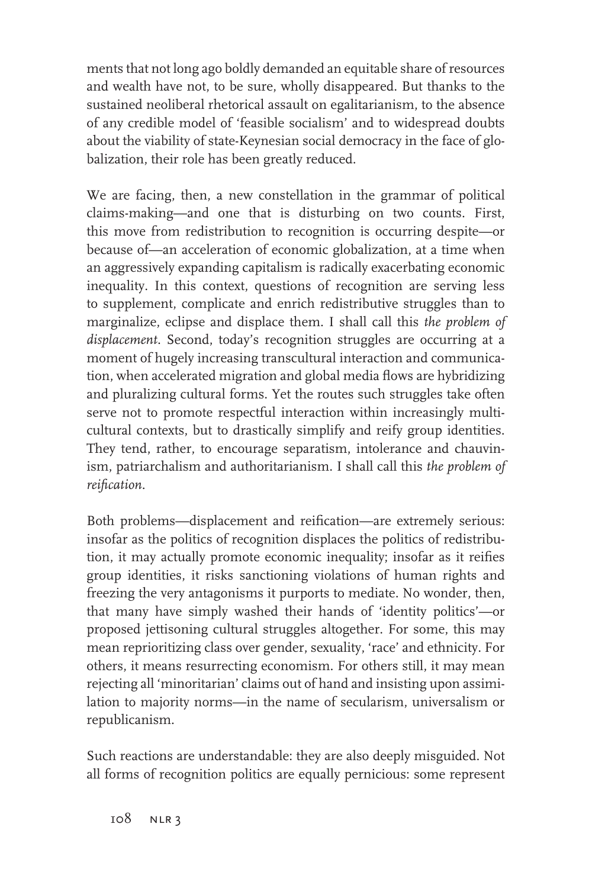ments that not long ago boldly demanded an equitable share of resources and wealth have not, to be sure, wholly disappeared. But thanks to the sustained neoliberal rhetorical assault on egalitarianism, to the absence of any credible model of 'feasible socialism' and to widespread doubts about the viability of state-Keynesian social democracy in the face of globalization, their role has been greatly reduced.

We are facing, then, a new constellation in the grammar of political claims-making—and one that is disturbing on two counts. First, this move from redistribution to recognition is occurring despite—or because of—an acceleration of economic globalization, at a time when an aggressively expanding capitalism is radically exacerbating economic inequality. In this context, questions of recognition are serving less to supplement, complicate and enrich redistributive struggles than to marginalize, eclipse and displace them. I shall call this *the problem of displacement*. Second, today's recognition struggles are occurring at a moment of hugely increasing transcultural interaction and communication, when accelerated migration and global media flows are hybridizing and pluralizing cultural forms. Yet the routes such struggles take often serve not to promote respectful interaction within increasingly multicultural contexts, but to drastically simplify and reify group identities. They tend, rather, to encourage separatism, intolerance and chauvinism, patriarchalism and authoritarianism. I shall call this *the problem of reification*.

Both problems—displacement and reification—are extremely serious: insofar as the politics of recognition displaces the politics of redistribution, it may actually promote economic inequality; insofar as it reifies group identities, it risks sanctioning violations of human rights and freezing the very antagonisms it purports to mediate. No wonder, then, that many have simply washed their hands of 'identity politics'—or proposed jettisoning cultural struggles altogether. For some, this may mean reprioritizing class over gender, sexuality, 'race' and ethnicity. For others, it means resurrecting economism. For others still, it may mean rejecting all 'minoritarian' claims out of hand and insisting upon assimilation to majority norms—in the name of secularism, universalism or republicanism.

Such reactions are understandable: they are also deeply misguided. Not all forms of recognition politics are equally pernicious: some represent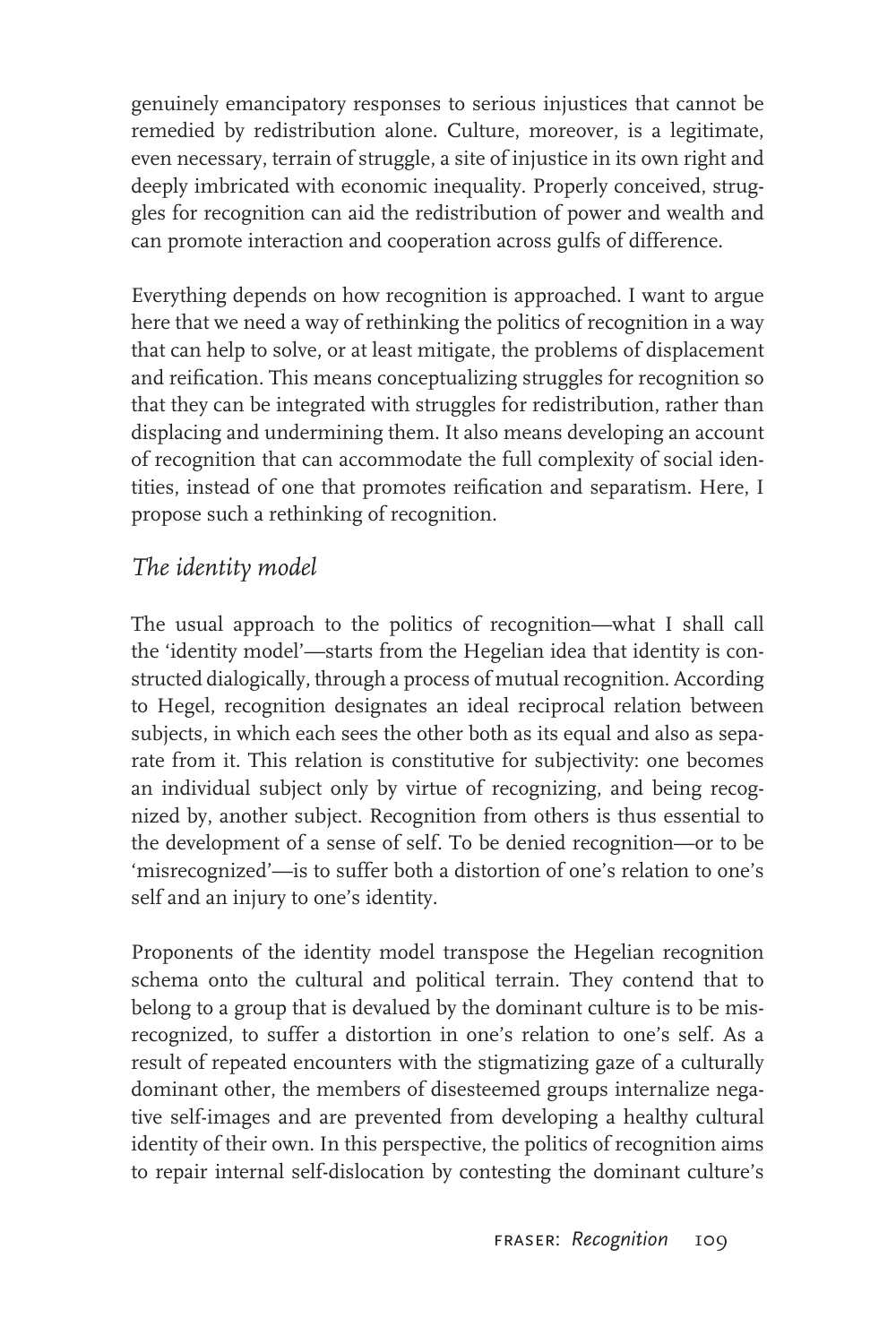genuinely emancipatory responses to serious injustices that cannot be remedied by redistribution alone. Culture, moreover, is a legitimate, even necessary, terrain of struggle, a site of injustice in its own right and deeply imbricated with economic inequality. Properly conceived, struggles for recognition can aid the redistribution of power and wealth and can promote interaction and cooperation across gulfs of difference.

Everything depends on how recognition is approached. I want to argue here that we need a way of rethinking the politics of recognition in a way that can help to solve, or at least mitigate, the problems of displacement and reification. This means conceptualizing struggles for recognition so that they can be integrated with struggles for redistribution, rather than displacing and undermining them. It also means developing an account of recognition that can accommodate the full complexity of social identities, instead of one that promotes reification and separatism. Here, I propose such a rethinking of recognition.

## *The identity model*

The usual approach to the politics of recognition—what I shall call the 'identity model'—starts from the Hegelian idea that identity is constructed dialogically, through a process of mutual recognition. According to Hegel, recognition designates an ideal reciprocal relation between subjects, in which each sees the other both as its equal and also as separate from it. This relation is constitutive for subjectivity: one becomes an individual subject only by virtue of recognizing, and being recognized by, another subject. Recognition from others is thus essential to the development of a sense of self. To be denied recognition—or to be 'misrecognized'—is to suffer both a distortion of one's relation to one's self and an injury to one's identity.

Proponents of the identity model transpose the Hegelian recognition schema onto the cultural and political terrain. They contend that to belong to a group that is devalued by the dominant culture is to be misrecognized, to suffer a distortion in one's relation to one's self. As a result of repeated encounters with the stigmatizing gaze of a culturally dominant other, the members of disesteemed groups internalize negative self-images and are prevented from developing a healthy cultural identity of their own. In this perspective, the politics of recognition aims to repair internal self-dislocation by contesting the dominant culture's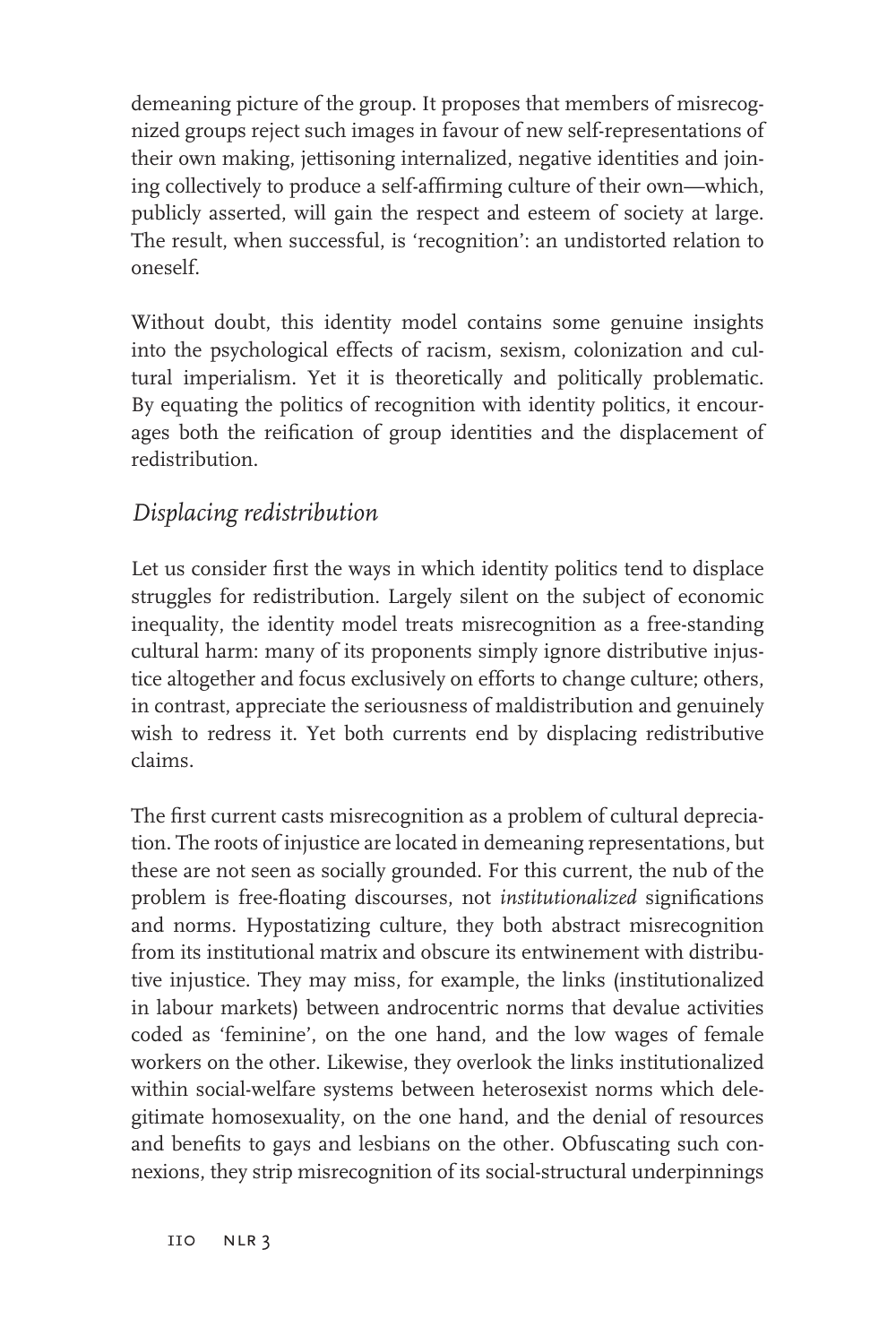demeaning picture of the group. It proposes that members of misrecognized groups reject such images in favour of new self-representations of their own making, jettisoning internalized, negative identities and joining collectively to produce a self-affirming culture of their own—which, publicly asserted, will gain the respect and esteem of society at large. The result, when successful, is 'recognition': an undistorted relation to oneself.

Without doubt, this identity model contains some genuine insights into the psychological effects of racism, sexism, colonization and cultural imperialism. Yet it is theoretically and politically problematic. By equating the politics of recognition with identity politics, it encourages both the reification of group identities and the displacement of redistribution.

## *Displacing redistribution*

Let us consider first the ways in which identity politics tend to displace struggles for redistribution. Largely silent on the subject of economic inequality, the identity model treats misrecognition as a free-standing cultural harm: many of its proponents simply ignore distributive injustice altogether and focus exclusively on efforts to change culture; others, in contrast, appreciate the seriousness of maldistribution and genuinely wish to redress it. Yet both currents end by displacing redistributive claims.

The first current casts misrecognition as a problem of cultural depreciation. The roots of injustice are located in demeaning representations, but these are not seen as socially grounded. For this current, the nub of the problem is free-floating discourses, not *institutionalized* significations and norms. Hypostatizing culture, they both abstract misrecognition from its institutional matrix and obscure its entwinement with distributive injustice. They may miss, for example, the links (institutionalized in labour markets) between androcentric norms that devalue activities coded as 'feminine', on the one hand, and the low wages of female workers on the other. Likewise, they overlook the links institutionalized within social-welfare systems between heterosexist norms which delegitimate homosexuality, on the one hand, and the denial of resources and benefits to gays and lesbians on the other. Obfuscating such connexions, they strip misrecognition of its social-structural underpinnings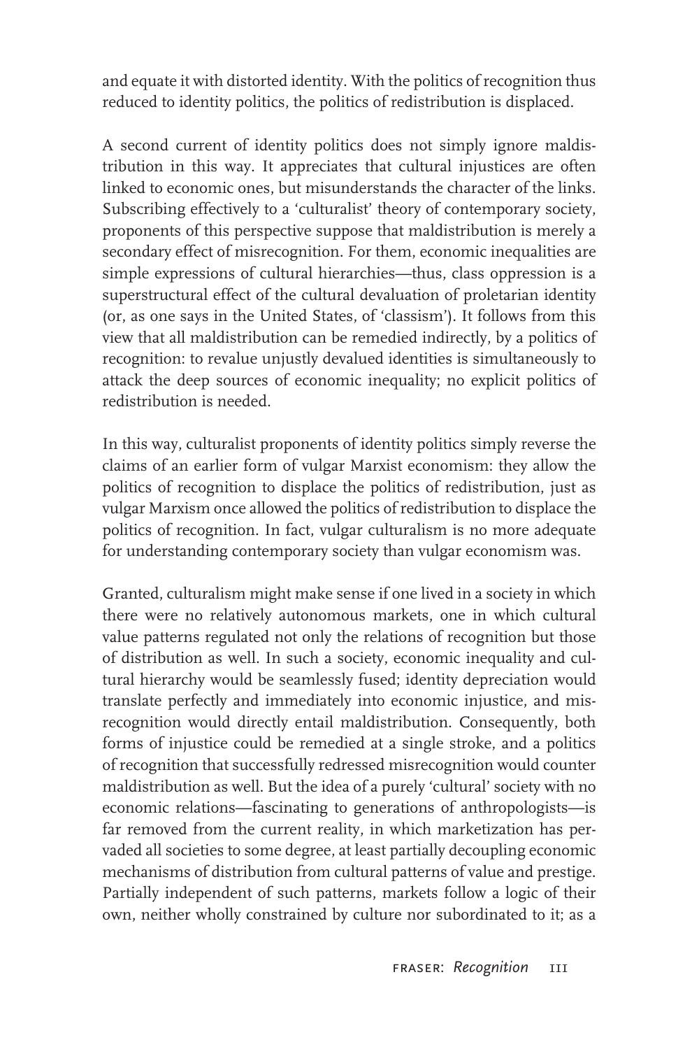and equate it with distorted identity. With the politics of recognition thus reduced to identity politics, the politics of redistribution is displaced.

A second current of identity politics does not simply ignore maldistribution in this way. It appreciates that cultural injustices are often linked to economic ones, but misunderstands the character of the links. Subscribing effectively to a 'culturalist' theory of contemporary society, proponents of this perspective suppose that maldistribution is merely a secondary effect of misrecognition. For them, economic inequalities are simple expressions of cultural hierarchies—thus, class oppression is a superstructural effect of the cultural devaluation of proletarian identity (or, as one says in the United States, of 'classism'). It follows from this view that all maldistribution can be remedied indirectly, by a politics of recognition: to revalue unjustly devalued identities is simultaneously to attack the deep sources of economic inequality; no explicit politics of redistribution is needed.

In this way, culturalist proponents of identity politics simply reverse the claims of an earlier form of vulgar Marxist economism: they allow the politics of recognition to displace the politics of redistribution, just as vulgar Marxism once allowed the politics of redistribution to displace the politics of recognition. In fact, vulgar culturalism is no more adequate for understanding contemporary society than vulgar economism was.

Granted, culturalism might make sense if one lived in a society in which there were no relatively autonomous markets, one in which cultural value patterns regulated not only the relations of recognition but those of distribution as well. In such a society, economic inequality and cultural hierarchy would be seamlessly fused; identity depreciation would translate perfectly and immediately into economic injustice, and misrecognition would directly entail maldistribution. Consequently, both forms of injustice could be remedied at a single stroke, and a politics of recognition that successfully redressed misrecognition would counter maldistribution as well. But the idea of a purely 'cultural' society with no economic relations—fascinating to generations of anthropologists—is far removed from the current reality, in which marketization has pervaded all societies to some degree, at least partially decoupling economic mechanisms of distribution from cultural patterns of value and prestige. Partially independent of such patterns, markets follow a logic of their own, neither wholly constrained by culture nor subordinated to it; as a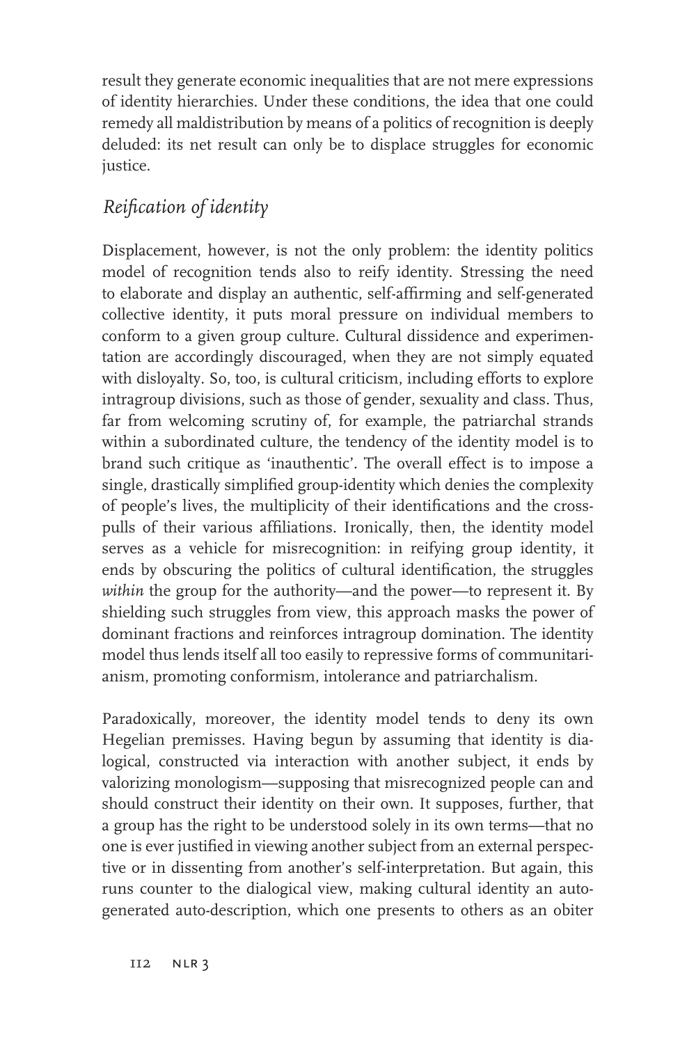result they generate economic inequalities that are not mere expressions of identity hierarchies. Under these conditions, the idea that one could remedy all maldistribution by means of a politics of recognition is deeply deluded: its net result can only be to displace struggles for economic justice.

## *Reification of identity*

Displacement, however, is not the only problem: the identity politics model of recognition tends also to reify identity. Stressing the need to elaborate and display an authentic, self-affirming and self-generated collective identity, it puts moral pressure on individual members to conform to a given group culture. Cultural dissidence and experimentation are accordingly discouraged, when they are not simply equated with disloyalty. So, too, is cultural criticism, including efforts to explore intragroup divisions, such as those of gender, sexuality and class. Thus, far from welcoming scrutiny of, for example, the patriarchal strands within a subordinated culture, the tendency of the identity model is to brand such critique as 'inauthentic'. The overall effect is to impose a single, drastically simplified group-identity which denies the complexity of people's lives, the multiplicity of their identifications and the cross-pulls of their various affiliations. Ironically, then, the identity model serves as a vehicle for misrecognition: in reifying group identity, it ends by obscuring the politics of cultural identification, the struggles *within* the group for the authority—and the power—to represent it. By shielding such struggles from view, this approach masks the power of dominant fractions and reinforces intragroup domination. The identity model thus lends itself all too easily to repressive forms of communitarianism, promoting conformism, intolerance and patriarchalism.

Paradoxically, moreover, the identity model tends to deny its own Hegelian premisses. Having begun by assuming that identity is dialogical, constructed via interaction with another subject, it ends by valorizing monologism—supposing that misrecognized people can and should construct their identity on their own. It supposes, further, that a group has the right to be understood solely in its own terms—that no one is ever justified in viewing another subject from an external perspective or in dissenting from another's self-interpretation. But again, this runs counter to the dialogical view, making cultural identity an auto-generated auto-description, which one presents to others as an obiter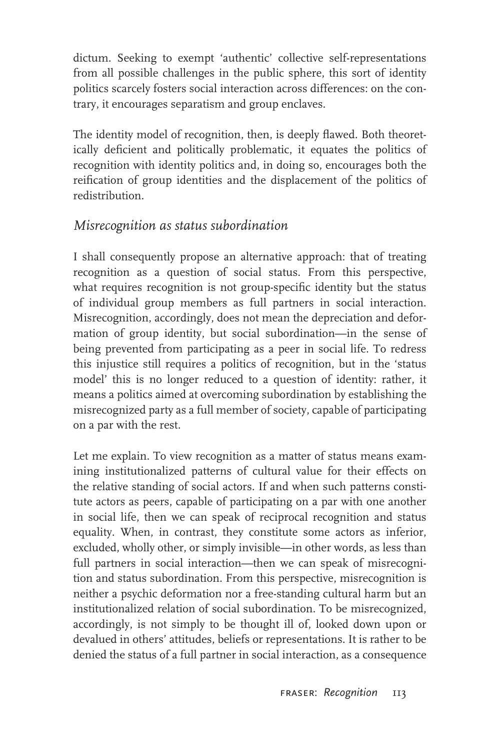dictum. Seeking to exempt 'authentic' collective self-representations from all possible challenges in the public sphere, this sort of identity politics scarcely fosters social interaction across differences: on the contrary, it encourages separatism and group enclaves.

The identity model of recognition, then, is deeply flawed. Both theoretically deficient and politically problematic, it equates the politics of recognition with identity politics and, in doing so, encourages both the reification of group identities and the displacement of the politics of redistribution.

## *Misrecognition as status subordination*

I shall consequently propose an alternative approach: that of treating recognition as a question of social status. From this perspective, what requires recognition is not group-specific identity but the status of individual group members as full partners in social interaction. Misrecognition, accordingly, does not mean the depreciation and deformation of group identity, but social subordination—in the sense of being prevented from participating as a peer in social life. To redress this injustice still requires a politics of recognition, but in the 'status model' this is no longer reduced to a question of identity: rather, it means a politics aimed at overcoming subordination by establishing the misrecognized party as a full member of society, capable of participating on a par with the rest.

Let me explain. To view recognition as a matter of status means examining institutionalized patterns of cultural value for their effects on the relative standing of social actors. If and when such patterns constitute actors as peers, capable of participating on a par with one another in social life, then we can speak of reciprocal recognition and status equality. When, in contrast, they constitute some actors as inferior, excluded, wholly other, or simply invisible—in other words, as less than full partners in social interaction—then we can speak of misrecognition and status subordination. From this perspective, misrecognition is neither a psychic deformation nor a free-standing cultural harm but an institutionalized relation of social subordination. To be misrecognized, accordingly, is not simply to be thought ill of, looked down upon or devalued in others' attitudes, beliefs or representations. It is rather to be denied the status of a full partner in social interaction, as a consequence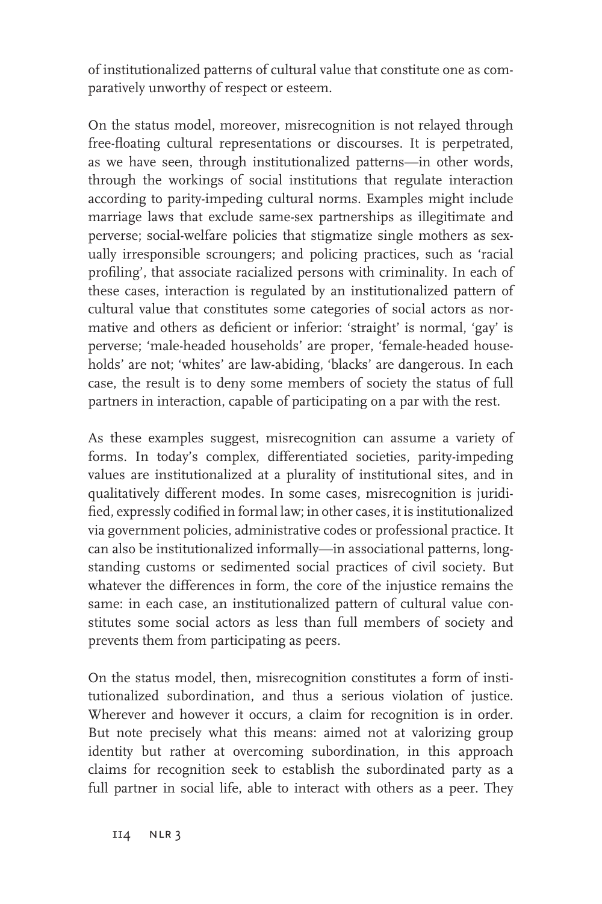of institutionalized patterns of cultural value that constitute one as comparatively unworthy of respect or esteem.

On the status model, moreover, misrecognition is not relayed through free-floating cultural representations or discourses. It is perpetrated, as we have seen, through institutionalized patterns—in other words, through the workings of social institutions that regulate interaction according to parity-impeding cultural norms. Examples might include marriage laws that exclude same-sex partnerships as illegitimate and perverse; social-welfare policies that stigmatize single mothers as sexually irresponsible scroungers; and policing practices, such as 'racial profiling', that associate racialized persons with criminality. In each of these cases, interaction is regulated by an institutionalized pattern of cultural value that constitutes some categories of social actors as normative and others as deficient or inferior: 'straight' is normal, 'gay' is perverse; 'male-headed households' are proper, 'female-headed households' are not; 'whites' are law-abiding, 'blacks' are dangerous. In each case, the result is to deny some members of society the status of full partners in interaction, capable of participating on a par with the rest.

As these examples suggest, misrecognition can assume a variety of forms. In today's complex, differentiated societies, parity-impeding values are institutionalized at a plurality of institutional sites, and in qualitatively different modes. In some cases, misrecognition is juridified, expressly codified in formal law; in other cases, it is institutionalized via government policies, administrative codes or professional practice. It can also be institutionalized informally—in associational patterns, long-standing customs or sedimented social practices of civil society. But whatever the differences in form, the core of the injustice remains the same: in each case, an institutionalized pattern of cultural value constitutes some social actors as less than full members of society and prevents them from participating as peers.

On the status model, then, misrecognition constitutes a form of institutionalized subordination, and thus a serious violation of justice. Wherever and however it occurs, a claim for recognition is in order. But note precisely what this means: aimed not at valorizing group identity but rather at overcoming subordination, in this approach claims for recognition seek to establish the subordinated party as a full partner in social life, able to interact with others as a peer. They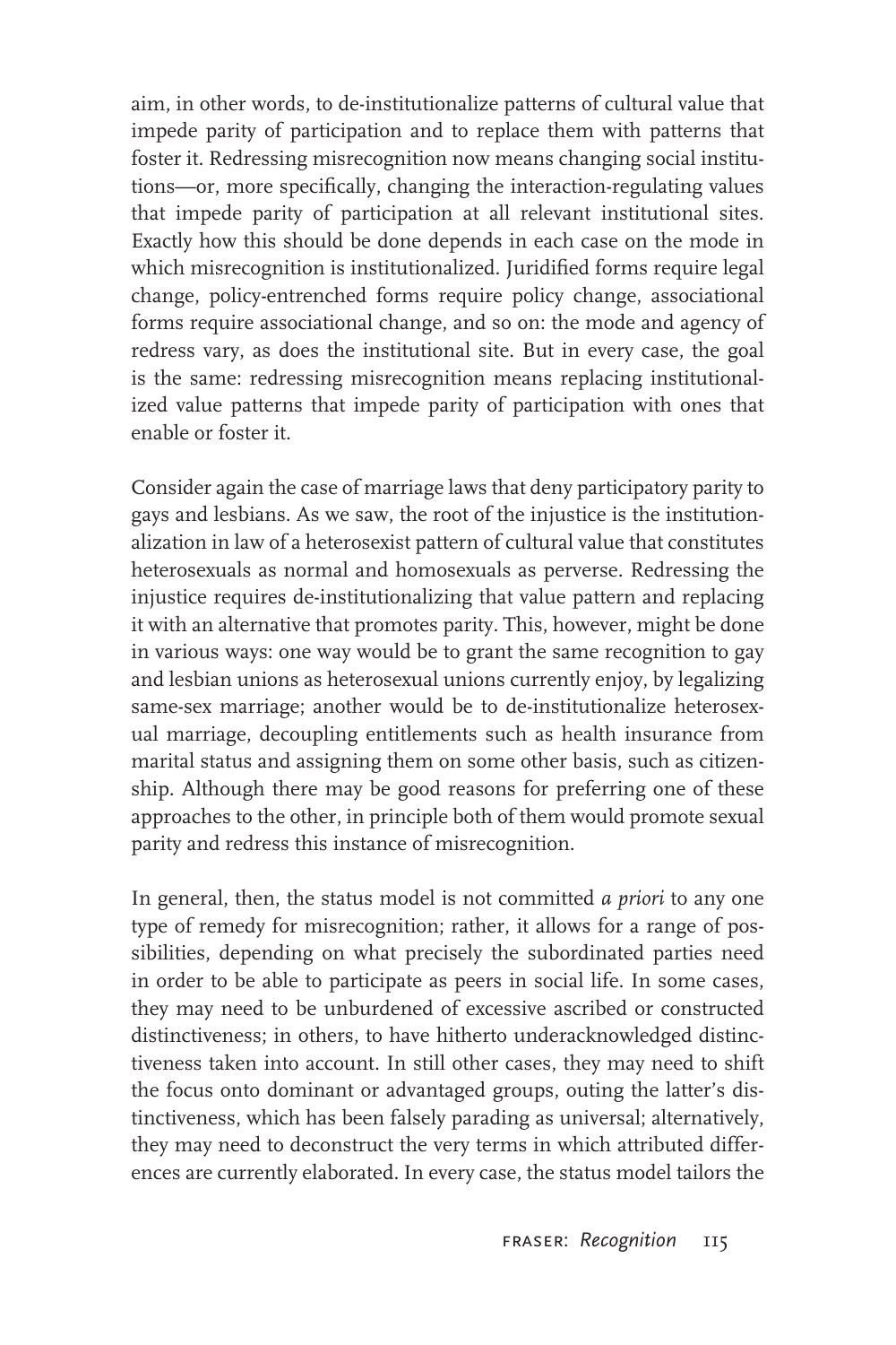aim, in other words, to de-institutionalize patterns of cultural value that impede parity of participation and to replace them with patterns that foster it. Redressing misrecognition now means changing social institutions—or, more specifically, changing the interaction-regulating values that impede parity of participation at all relevant institutional sites. Exactly how this should be done depends in each case on the mode in which misrecognition is institutionalized. Juridified forms require legal change, policy-entrenched forms require policy change, associational forms require associational change, and so on: the mode and agency of redress vary, as does the institutional site. But in every case, the goal is the same: redressing misrecognition means replacing institutionalized value patterns that impede parity of participation with ones that enable or foster it.

Consider again the case of marriage laws that deny participatory parity to gays and lesbians. As we saw, the root of the injustice is the institutionalization in law of a heterosexist pattern of cultural value that constitutes heterosexuals as normal and homosexuals as perverse. Redressing the injustice requires de-institutionalizing that value pattern and replacing it with an alternative that promotes parity. This, however, might be done in various ways: one way would be to grant the same recognition to gay and lesbian unions as heterosexual unions currently enjoy, by legalizing same-sex marriage; another would be to de-institutionalize heterosexual marriage, decoupling entitlements such as health insurance from marital status and assigning them on some other basis, such as citizenship. Although there may be good reasons for preferring one of these approaches to the other, in principle both of them would promote sexual parity and redress this instance of misrecognition.

In general, then, the status model is not committed *a priori* to any one type of remedy for misrecognition; rather, it allows for a range of possibilities, depending on what precisely the subordinated parties need in order to be able to participate as peers in social life. In some cases, they may need to be unburdened of excessive ascribed or constructed distinctiveness; in others, to have hitherto underacknowledged distinctiveness taken into account. In still other cases, they may need to shift the focus onto dominant or advantaged groups, outing the latter's distinctiveness, which has been falsely parading as universal; alternatively, they may need to deconstruct the very terms in which attributed differences are currently elaborated. In every case, the status model tailors the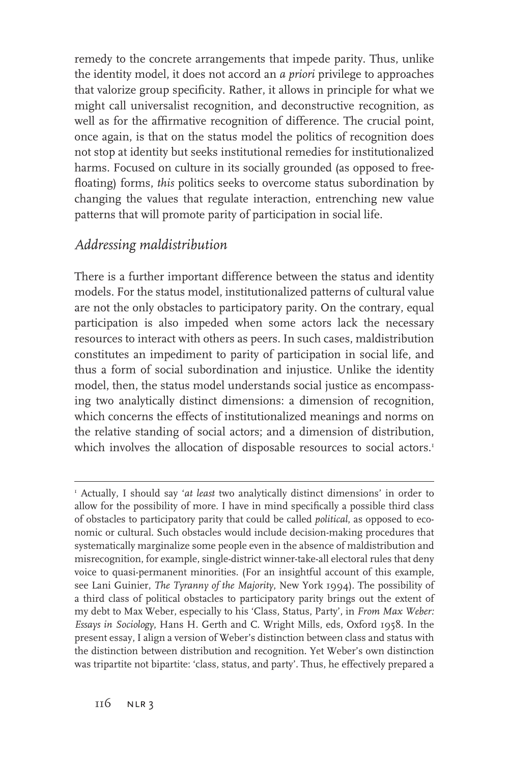remedy to the concrete arrangements that impede parity. Thus, unlike the identity model, it does not accord an *a priori* privilege to approaches that valorize group specificity. Rather, it allows in principle for what we might call universalist recognition, and deconstructive recognition, as well as for the affirmative recognition of difference. The crucial point, once again, is that on the status model the politics of recognition does not stop at identity but seeks institutional remedies for institutionalized harms. Focused on culture in its socially grounded (as opposed to free-floating) forms, *this* politics seeks to overcome status subordination by changing the values that regulate interaction, entrenching new value patterns that will promote parity of participation in social life.

## *Addressing maldistribution*

There is a further important difference between the status and identity models. For the status model, institutionalized patterns of cultural value are not the only obstacles to participatory parity. On the contrary, equal participation is also impeded when some actors lack the necessary resources to interact with others as peers. In such cases, maldistribution constitutes an impediment to parity of participation in social life, and thus a form of social subordination and injustice. Unlike the identity model, then, the status model understands social justice as encompassing two analytically distinct dimensions: a dimension of recognition, which concerns the effects of institutionalized meanings and norms on the relative standing of social actors; and a dimension of distribution, which involves the allocation of disposable resources to social actors.[1]

---

[1] Actually, I should say '*at least* two analytically distinct dimensions' in order to allow for the possibility of more. I have in mind specifically a possible third class of obstacles to participatory parity that could be called *political*, as opposed to economic or cultural. Such obstacles would include decision-making procedures that systematically marginalize some people even in the absence of maldistribution and misrecognition, for example, single-district winner-take-all electoral rules that deny voice to quasi-permanent minorities. (For an insightful account of this example, see Lani Guinier, *The Tyranny of the Majority*, New York 1994). The possibility of a third class of political obstacles to participatory parity brings out the extent of my debt to Max Weber, especially to his 'Class, Status, Party', in *From Max Weber: Essays in Sociology*, Hans H. Gerth and C. Wright Mills, eds, Oxford 1958. In the present essay, I align a version of Weber's distinction between class and status with the distinction between distribution and recognition. Yet Weber's own distinction was tripartite not bipartite: 'class, status, and party'. Thus, he effectively prepared a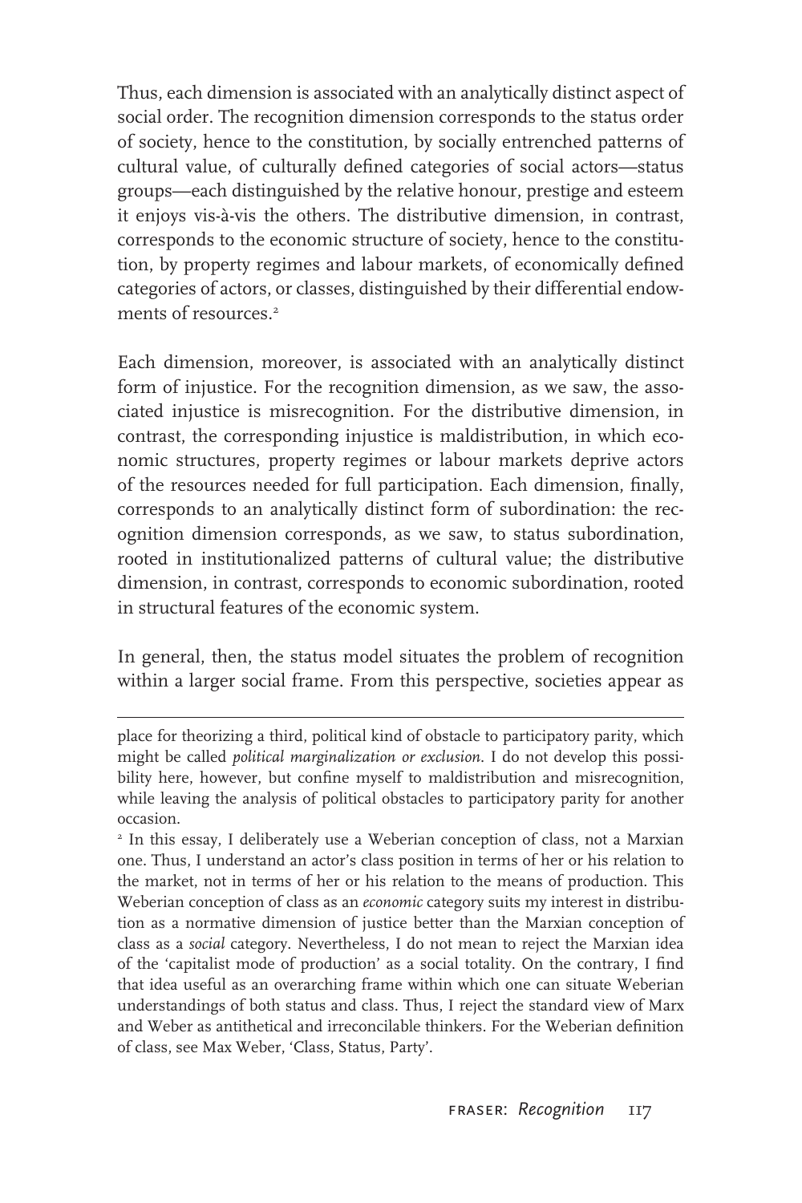Thus, each dimension is associated with an analytically distinct aspect of social order. The recognition dimension corresponds to the status order of society, hence to the constitution, by socially entrenched patterns of cultural value, of culturally defined categories of social actors—status groups—each distinguished by the relative honour, prestige and esteem it enjoys vis-à-vis the others. The distributive dimension, in contrast, corresponds to the economic structure of society, hence to the constitution, by property regimes and labour markets, of economically defined categories of actors, or classes, distinguished by their differential endowments of resources.[2]

Each dimension, moreover, is associated with an analytically distinct form of injustice. For the recognition dimension, as we saw, the associated injustice is misrecognition. For the distributive dimension, in contrast, the corresponding injustice is maldistribution, in which economic structures, property regimes or labour markets deprive actors of the resources needed for full participation. Each dimension, finally, corresponds to an analytically distinct form of subordination: the recognition dimension corresponds, as we saw, to status subordination, rooted in institutionalized patterns of cultural value; the distributive dimension, in contrast, corresponds to economic subordination, rooted in structural features of the economic system.

In general, then, the status model situates the problem of recognition within a larger social frame. From this perspective, societies appear as

---

place for theorizing a third, political kind of obstacle to participatory parity, which might be called *political marginalization or exclusion*. I do not develop this possibility here, however, but confine myself to maldistribution and misrecognition, while leaving the analysis of political obstacles to participatory parity for another occasion.

[2] In this essay, I deliberately use a Weberian conception of class, not a Marxian one. Thus, I understand an actor's class position in terms of her or his relation to the market, not in terms of her or his relation to the means of production. This Weberian conception of class as an *economic* category suits my interest in distribution as a normative dimension of justice better than the Marxian conception of class as a *social* category. Nevertheless, I do not mean to reject the Marxian idea of the 'capitalist mode of production' as a social totality. On the contrary, I find that idea useful as an overarching frame within which one can situate Weberian understandings of both status and class. Thus, I reject the standard view of Marx and Weber as antithetical and irreconcilable thinkers. For the Weberian definition of class, see Max Weber, 'Class, Status, Party'.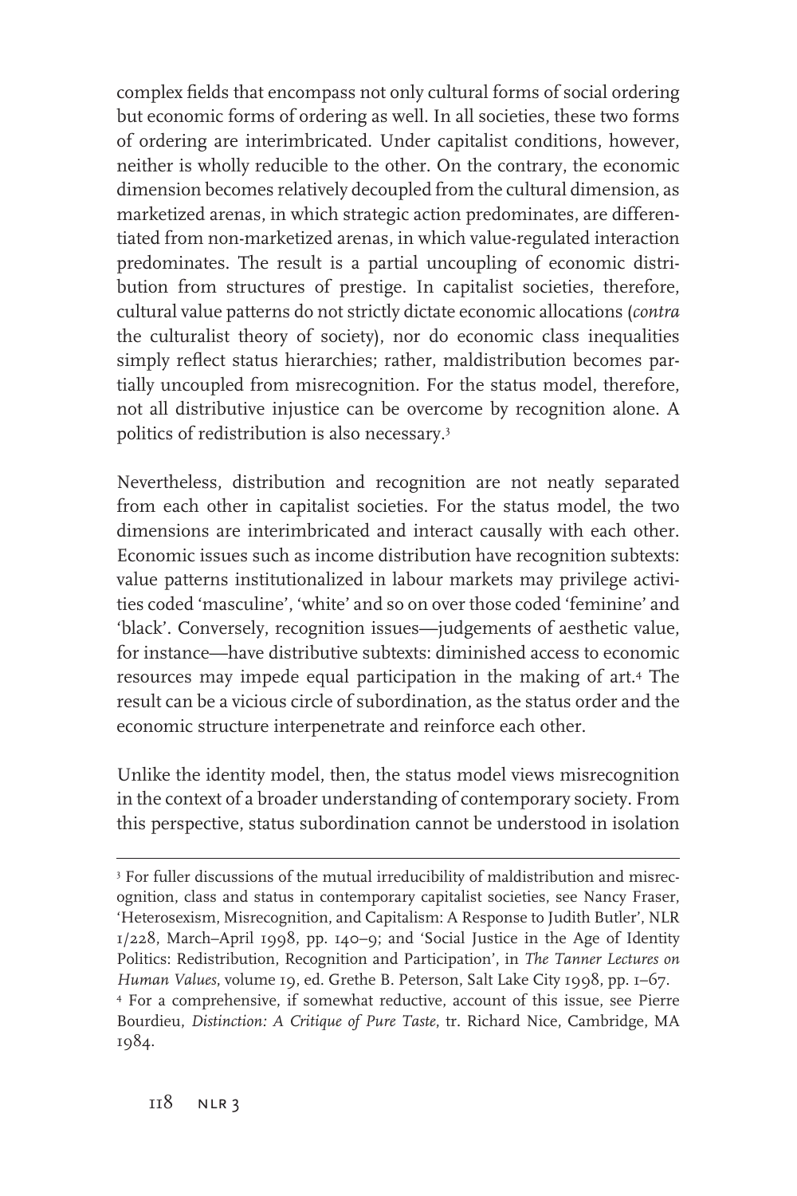complex fields that encompass not only cultural forms of social ordering but economic forms of ordering as well. In all societies, these two forms of ordering are interimbricated. Under capitalist conditions, however, neither is wholly reducible to the other. On the contrary, the economic dimension becomes relatively decoupled from the cultural dimension, as marketized arenas, in which strategic action predominates, are differentiated from non-marketized arenas, in which value-regulated interaction predominates. The result is a partial uncoupling of economic distribution from structures of prestige. In capitalist societies, therefore, cultural value patterns do not strictly dictate economic allocations (*contra* the culturalist theory of society), nor do economic class inequalities simply reflect status hierarchies; rather, maldistribution becomes partially uncoupled from misrecognition. For the status model, therefore, not all distributive injustice can be overcome by recognition alone. A politics of redistribution is also necessary.[3]

Nevertheless, distribution and recognition are not neatly separated from each other in capitalist societies. For the status model, the two dimensions are interimbricated and interact causally with each other. Economic issues such as income distribution have recognition subtexts: value patterns institutionalized in labour markets may privilege activities coded 'masculine', 'white' and so on over those coded 'feminine' and 'black'. Conversely, recognition issues—judgements of aesthetic value, for instance—have distributive subtexts: diminished access to economic resources may impede equal participation in the making of art.[4] The result can be a vicious circle of subordination, as the status order and the economic structure interpenetrate and reinforce each other.

Unlike the identity model, then, the status model views misrecognition in the context of a broader understanding of contemporary society. From this perspective, status subordination cannot be understood in isolation

---

[3] For fuller discussions of the mutual irreducibility of maldistribution and misrecognition, class and status in contemporary capitalist societies, see Nancy Fraser, 'Heterosexism, Misrecognition, and Capitalism: A Response to Judith Butler', NLR 1/228, March–April 1998, pp. 140–9; and 'Social Justice in the Age of Identity Politics: Redistribution, Recognition and Participation', in *The Tanner Lectures on Human Values*, volume 19, ed. Grethe B. Peterson, Salt Lake City 1998, pp. 1–67.

[4] For a comprehensive, if somewhat reductive, account of this issue, see Pierre Bourdieu, *Distinction: A Critique of Pure Taste*, tr. Richard Nice, Cambridge, MA 1984.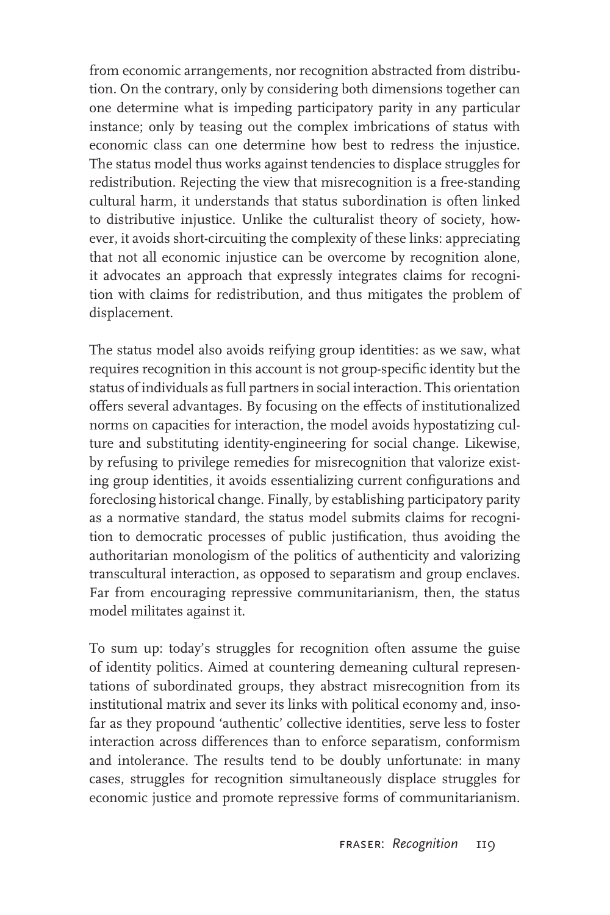from economic arrangements, nor recognition abstracted from distribution. On the contrary, only by considering both dimensions together can one determine what is impeding participatory parity in any particular instance; only by teasing out the complex imbrications of status with economic class can one determine how best to redress the injustice. The status model thus works against tendencies to displace struggles for redistribution. Rejecting the view that misrecognition is a free-standing cultural harm, it understands that status subordination is often linked to distributive injustice. Unlike the culturalist theory of society, however, it avoids short-circuiting the complexity of these links: appreciating that not all economic injustice can be overcome by recognition alone, it advocates an approach that expressly integrates claims for recognition with claims for redistribution, and thus mitigates the problem of displacement.

The status model also avoids reifying group identities: as we saw, what requires recognition in this account is not group-specific identity but the status of individuals as full partners in social interaction. This orientation offers several advantages. By focusing on the effects of institutionalized norms on capacities for interaction, the model avoids hypostatizing culture and substituting identity-engineering for social change. Likewise, by refusing to privilege remedies for misrecognition that valorize existing group identities, it avoids essentializing current configurations and foreclosing historical change. Finally, by establishing participatory parity as a normative standard, the status model submits claims for recognition to democratic processes of public justification, thus avoiding the authoritarian monologism of the politics of authenticity and valorizing transcultural interaction, as opposed to separatism and group enclaves. Far from encouraging repressive communitarianism, then, the status model militates against it.

To sum up: today's struggles for recognition often assume the guise of identity politics. Aimed at countering demeaning cultural representations of subordinated groups, they abstract misrecognition from its institutional matrix and sever its links with political economy and, insofar as they propound 'authentic' collective identities, serve less to foster interaction across differences than to enforce separatism, conformism and intolerance. The results tend to be doubly unfortunate: in many cases, struggles for recognition simultaneously displace struggles for economic justice and promote repressive forms of communitarianism.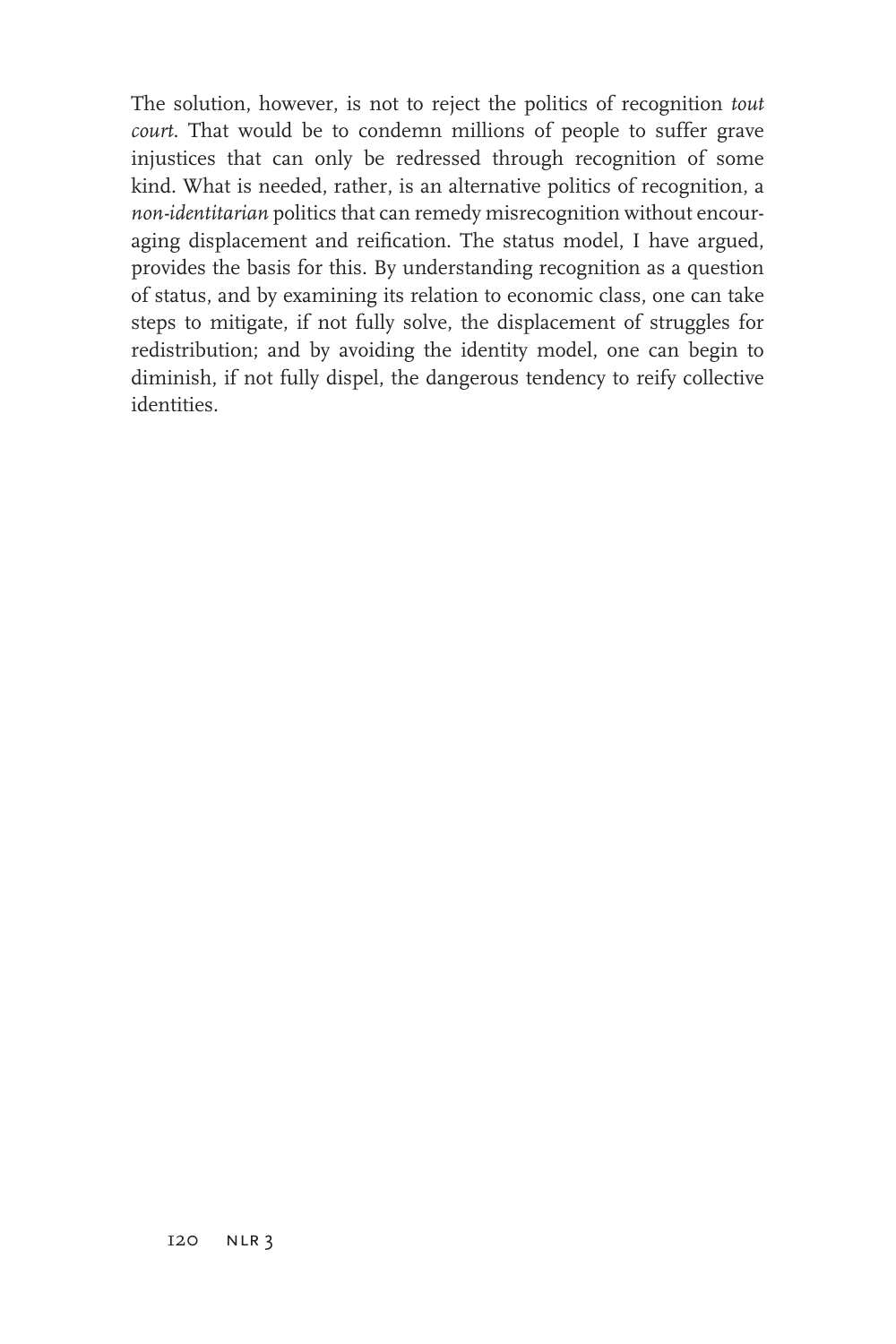The solution, however, is not to reject the politics of recognition *tout court*. That would be to condemn millions of people to suffer grave injustices that can only be redressed through recognition of some kind. What is needed, rather, is an alternative politics of recognition, a *non-identitarian* politics that can remedy misrecognition without encouraging displacement and reification. The status model, I have argued, provides the basis for this. By understanding recognition as a question of status, and by examining its relation to economic class, one can take steps to mitigate, if not fully solve, the displacement of struggles for redistribution; and by avoiding the identity model, one can begin to diminish, if not fully dispel, the dangerous tendency to reify collective identities.